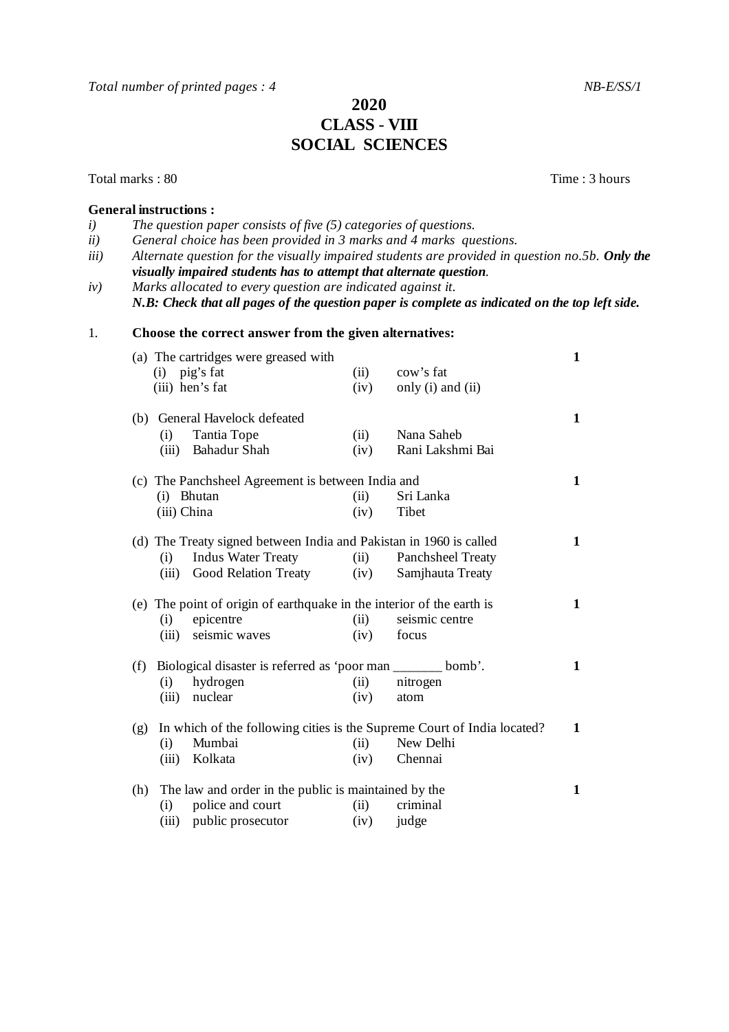*Total number of printed pages : 4* *NB-E/SS/1*

# 2020
## CLASS - VIII
## SOCIAL SCIENCES

Total marks : 80 Time : 3 hours

**General instructions :**

*i)* *The question paper consists of five (5) categories of questions.*
*ii)* *General choice has been provided in 3 marks and 4 marks questions.*
*iii)* *Alternate question for the visually impaired students are provided in question no.5b.* ***Only the visually impaired students has to attempt that alternate question****.*
*iv)* *Marks allocated to every question are indicated against it.*
***N.B: Check that all pages of the question paper is complete as indicated on the top left side.***

1. **Choose the correct answer from the given alternatives:**

(a) The cartridges were greased with **1**
(i) pig's fat (ii) cow's fat
(iii) hen's fat (iv) only (i) and (ii)

(b) General Havelock defeated **1**
(i) Tantia Tope (ii) Nana Saheb
(iii) Bahadur Shah (iv) Rani Lakshmi Bai

(c) The Panchsheel Agreement is between India and **1**
(i) Bhutan (ii) Sri Lanka
(iii) China (iv) Tibet

(d) The Treaty signed between India and Pakistan in 1960 is called **1**
(i) Indus Water Treaty (ii) Panchsheel Treaty
(iii) Good Relation Treaty (iv) Samjhauta Treaty

(e) The point of origin of earthquake in the interior of the earth is **1**
(i) epicentre (ii) seismic centre
(iii) seismic waves (iv) focus

(f) Biological disaster is referred as 'poor man _______ bomb'. **1**
(i) hydrogen (ii) nitrogen
(iii) nuclear (iv) atom

(g) In which of the following cities is the Supreme Court of India located? **1**
(i) Mumbai (ii) New Delhi
(iii) Kolkata (iv) Chennai

(h) The law and order in the public is maintained by the **1**
(i) police and court (ii) criminal
(iii) public prosecutor (iv) judge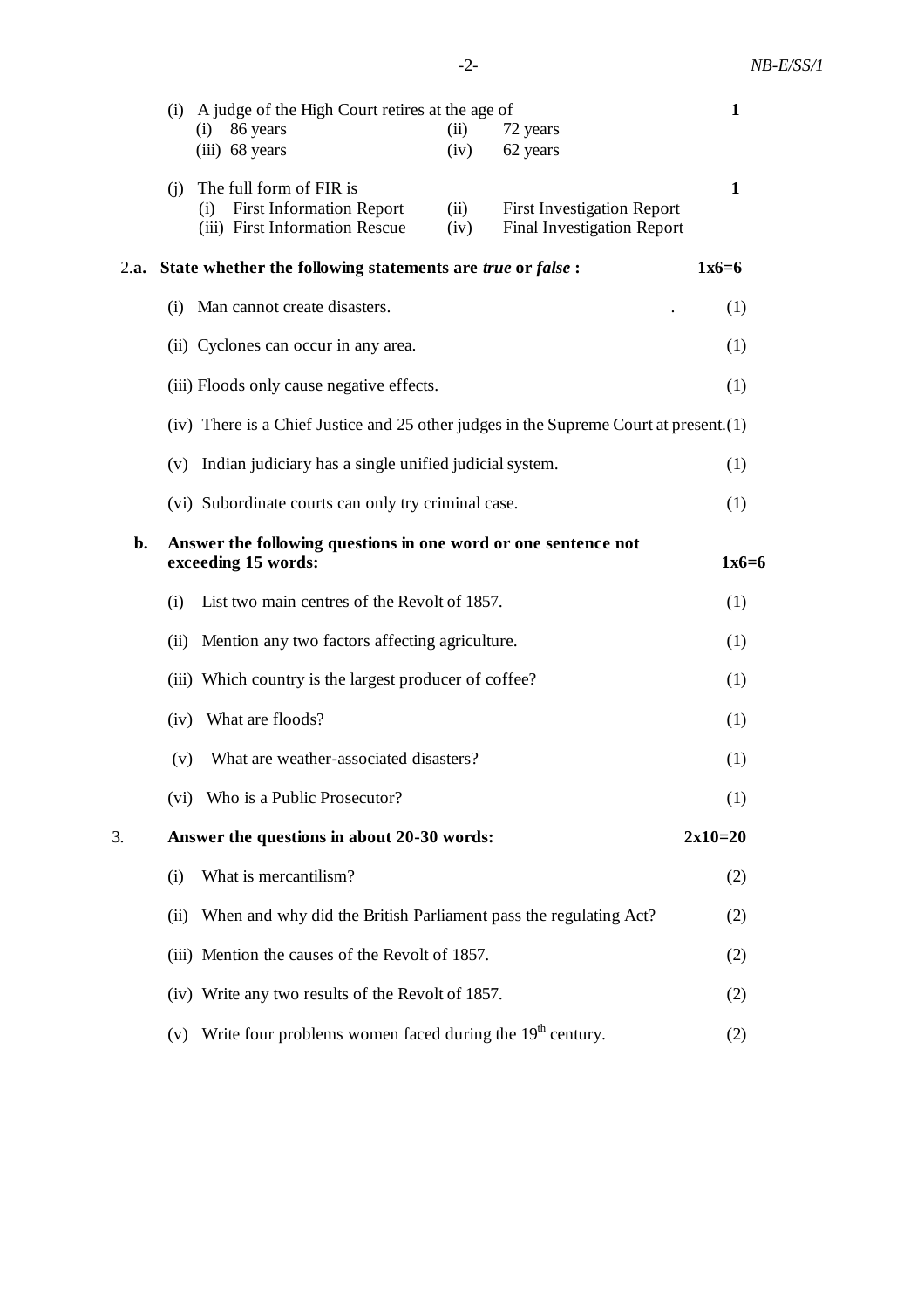(i) A judge of the High Court retires at the age of **1**

(i) 86 years (ii) 72 years
(iii) 68 years (iv) 62 years

(j) The full form of FIR is **1**

(i) First Information Report (ii) First Investigation Report
(iii) First Information Rescue (iv) Final Investigation Report

**2.a. State whether the following statements are *true* or *false* :** **1x6=6**

(i) Man cannot create disasters. (1)

(ii) Cyclones can occur in any area. (1)

(iii) Floods only cause negative effects. (1)

(iv) There is a Chief Justice and 25 other judges in the Supreme Court at present. (1)

(v) Indian judiciary has a single unified judicial system. (1)

(vi) Subordinate courts can only try criminal case. (1)

**b. Answer the following questions in one word or one sentence not exceeding 15 words:** **1x6=6**

(i) List two main centres of the Revolt of 1857. (1)

(ii) Mention any two factors affecting agriculture. (1)

(iii) Which country is the largest producer of coffee? (1)

(iv) What are floods? (1)

(v) What are weather-associated disasters? (1)

(vi) Who is a Public Prosecutor? (1)

**3. Answer the questions in about 20-30 words:** **2x10=20**

(i) What is mercantilism? (2)

(ii) When and why did the British Parliament pass the regulating Act? (2)

(iii) Mention the causes of the Revolt of 1857. (2)

(iv) Write any two results of the Revolt of 1857. (2)

(v) Write four problems women faced during the 19th century. (2)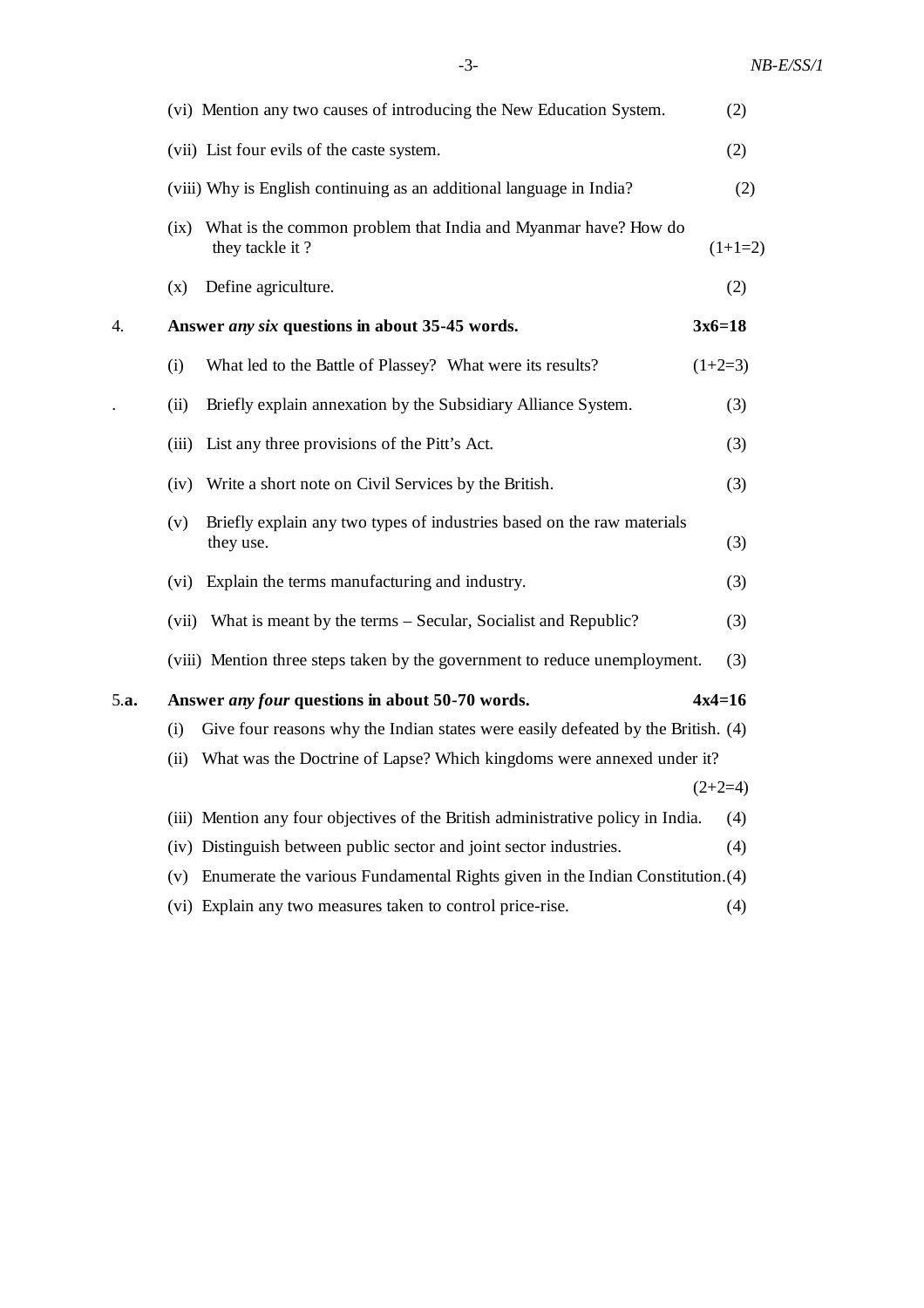(vi) Mention any two causes of introducing the New Education System. (2)

(vii) List four evils of the caste system. (2)

(viii) Why is English continuing as an additional language in India? (2)

(ix) What is the common problem that India and Myanmar have? How do they tackle it ? (1+1=2)

(x) Define agriculture. (2)

4. **Answer *any six* questions in about 35-45 words.** **3x6=18**

(i) What led to the Battle of Plassey? What were its results? (1+2=3)

(ii) Briefly explain annexation by the Subsidiary Alliance System. (3)

(iii) List any three provisions of the Pitt's Act. (3)

(iv) Write a short note on Civil Services by the British. (3)

(v) Briefly explain any two types of industries based on the raw materials they use. (3)

(vi) Explain the terms manufacturing and industry. (3)

(vii) What is meant by the terms – Secular, Socialist and Republic? (3)

(viii) Mention three steps taken by the government to reduce unemployment. (3)

5.**a.** **Answer *any four* questions in about 50-70 words.** **4x4=16**

(i) Give four reasons why the Indian states were easily defeated by the British. (4)

(ii) What was the Doctrine of Lapse? Which kingdoms were annexed under it? (2+2=4)

(iii) Mention any four objectives of the British administrative policy in India. (4)

(iv) Distinguish between public sector and joint sector industries. (4)

(v) Enumerate the various Fundamental Rights given in the Indian Constitution. (4)

(vi) Explain any two measures taken to control price-rise. (4)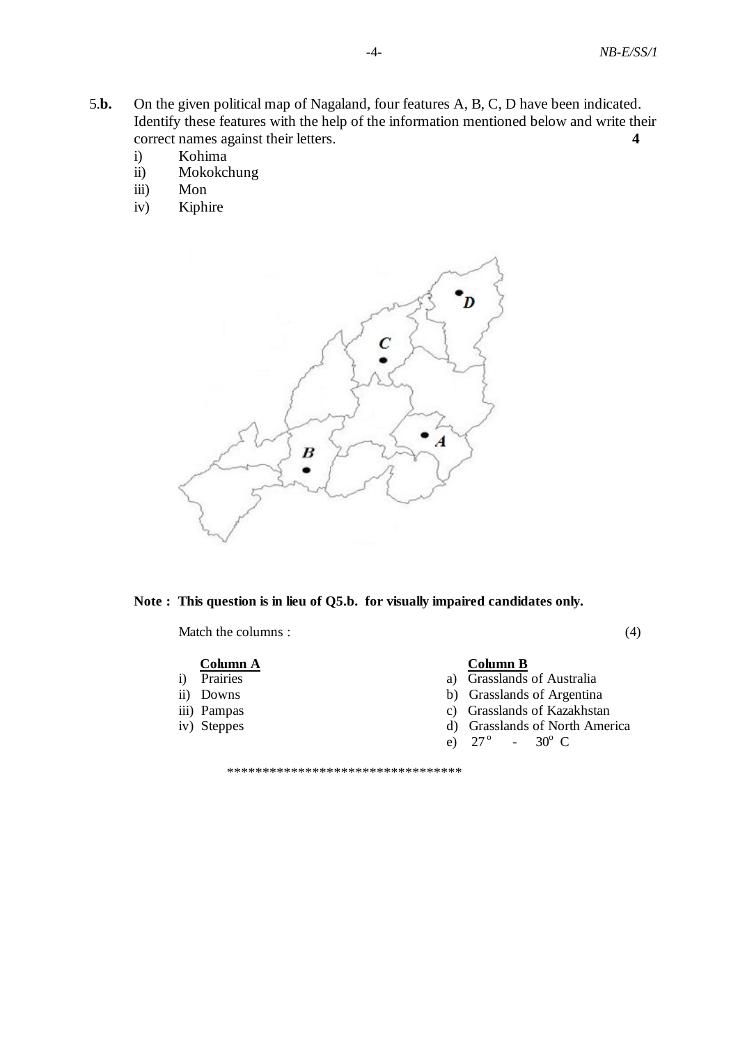5.**b.** On the given political map of Nagaland, four features A, B, C, D have been indicated. Identify these features with the help of the information mentioned below and write their correct names against their letters. **4**

i) Kohima
ii) Mokokchung
iii) Mon
iv) Kiphire

A

B

C

D

**Note : This question is in lieu of Q5.b. for visually impaired candidates only.**

Match the columns : (4)

| **Column A** | **Column B** |
|---|---|
| i) Prairies | a) Grasslands of Australia |
| ii) Downs | b) Grasslands of Argentina |
| iii) Pampas | c) Grasslands of Kazakhstan |
| iv) Steppes | d) Grasslands of North America |
| | e) $27^{o}$ - $30^{o}$ C |

********************************